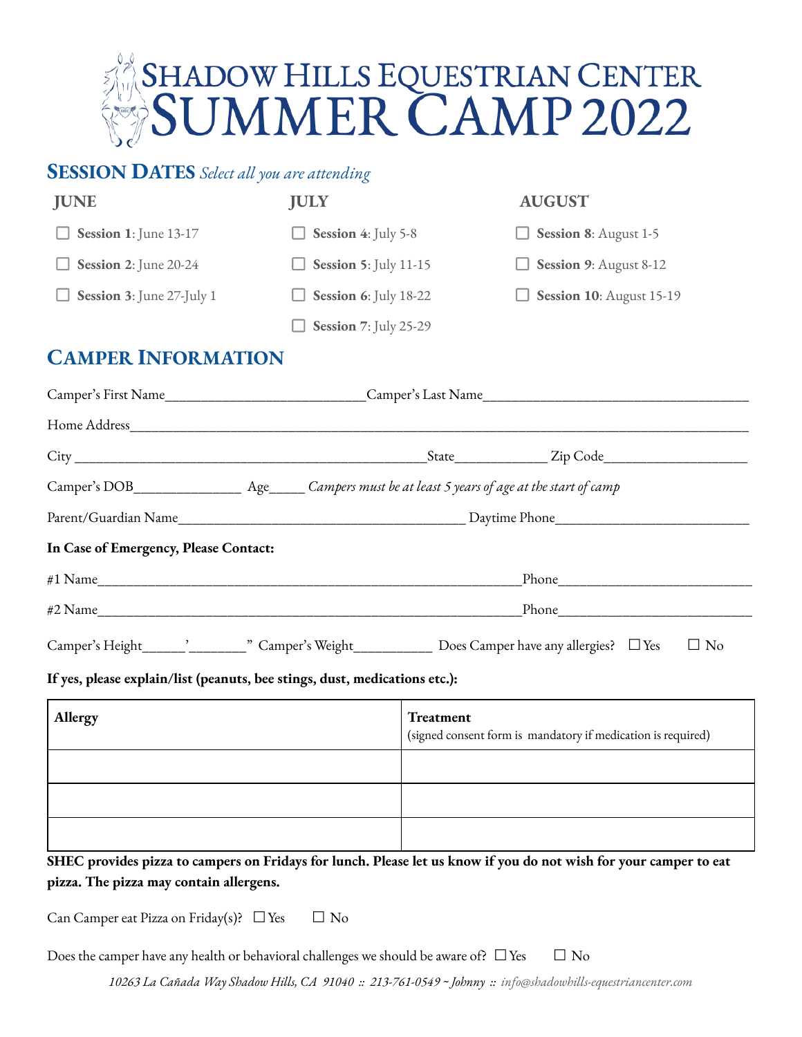# SHADOW HILLS EQUESTRIAN CENTER SUMMER CAMP 2022

## SESSION DATES *Select all you are attending*

**JUNE**

- ☐ **Session 1**: June 13-17
- ☐ **Session 2**: June 20-24
- ☐ **Session 3**: June 27-July 1

**JULY**

- ☐ **Session 4**: July 5-8
- ☐ **Session 5**: July 11-15
- ☐ **Session 6**: July 18-22
- ☐ **Session 7**: July 25-29

**AUGUST**

- ☐ **Session 8**: August 1-5
- ☐ **Session 9**: August 8-12
- ☐ **Session 10**: August 15-19

## CAMPER INFORMATION

Camper's First Name___________________________Camper's Last Name___________________________________

Home Address______________________________________________________________________________

City ______________________________________________State____________ Zip Code___________________

Camper's DOB_______________ Age_____ *Campers must be at least 5 years of age at the start of camp*

Parent/Guardian Name______________________________________ Daytime Phone_________________________

**In Case of Emergency, Please Contact:**

#1 Name________________________________________________________Phone__________________________

#2 Name________________________________________________________Phone__________________________

Camper's Height_____'_______" Camper's Weight__________ Does Camper have any allergies? ☐ Yes ☐ No

**If yes, please explain/list (peanuts, bee stings, dust, medications etc.):**

| **Allergy** | **Treatment** (signed consent form is mandatory if medication is required) |
|---|---|
| | |
| | |
| | |

**SHEC provides pizza to campers on Fridays for lunch. Please let us know if you do not wish for your camper to eat pizza. The pizza may contain allergens.**

Can Camper eat Pizza on Friday(s)? ☐ Yes ☐ No

Does the camper have any health or behavioral challenges we should be aware of? ☐ Yes ☐ No

*10263 La Cañada Way Shadow Hills, CA 91040 :: 213-761-0549 ~ Johnny :: info@shadowhills-equestriancenter.com*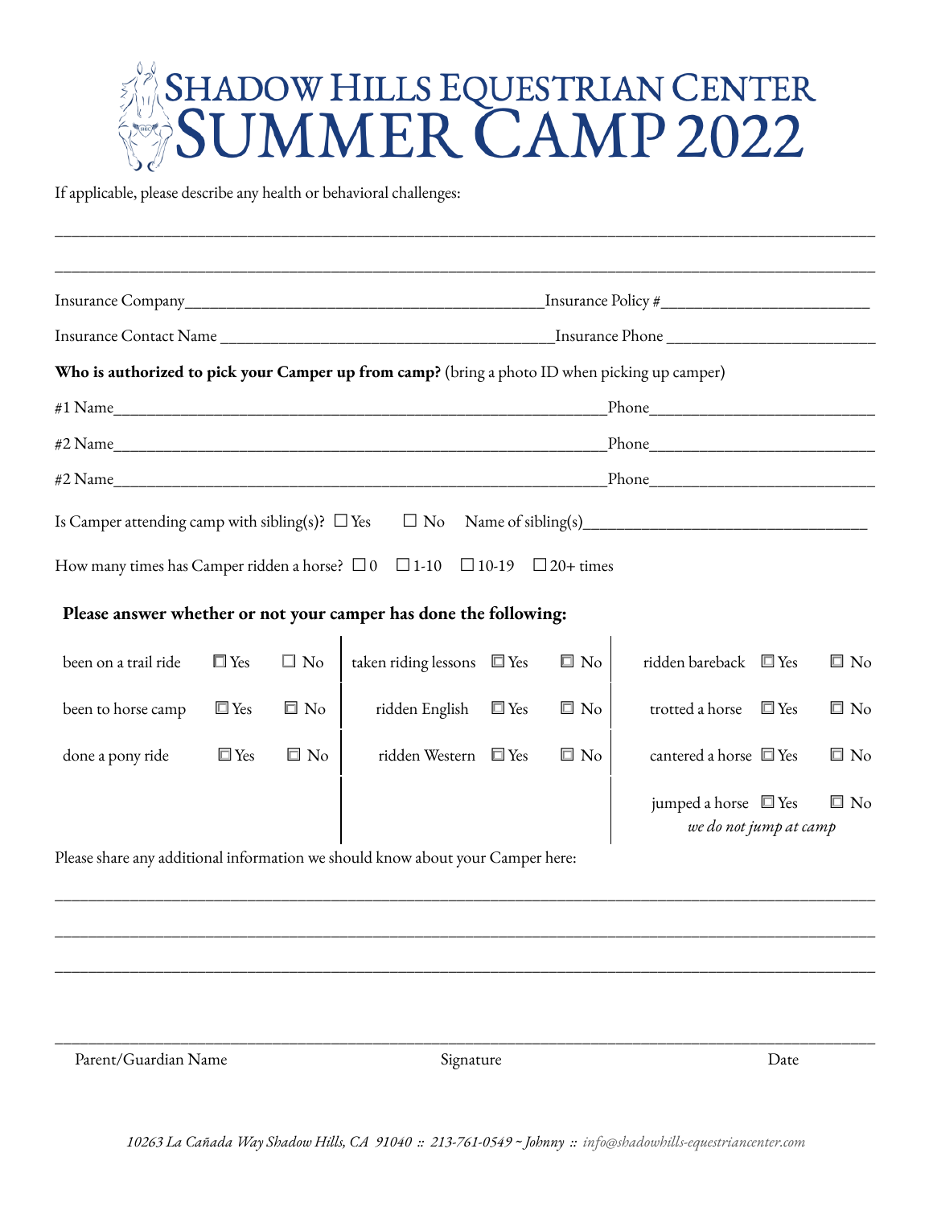# SHADOW HILLS EQUESTRIAN CENTER
# SUMMER CAMP 2022

If applicable, please describe any health or behavioral challenges:

___________________________________________________________________________

___________________________________________________________________________

Insurance Company___________________________________Insurance Policy #____________________

Insurance Contact Name _________________________________Insurance Phone ____________________

**Who is authorized to pick your Camper up from camp?** (bring a photo ID when picking up camper)

#1 Name_______________________________________________Phone_____________________

#2 Name_______________________________________________Phone_____________________

#2 Name_______________________________________________Phone_____________________

Is Camper attending camp with sibling(s)? ☐ Yes ☐ No Name of sibling(s)___________________________

How many times has Camper ridden a horse? ☐ 0 ☐ 1-10 ☐ 10-19 ☐ 20+ times

**Please answer whether or not your camper has done the following:**

| | | | | | | | | |
|---|---|---|---|---|---|---|---|---|
| been on a trail ride | ☐ Yes | ☐ No | taken riding lessons | ☐ Yes | ☐ No | ridden bareback | ☐ Yes | ☐ No |
| been to horse camp | ☐ Yes | ☐ No | ridden English | ☐ Yes | ☐ No | trotted a horse | ☐ Yes | ☐ No |
| done a pony ride | ☐ Yes | ☐ No | ridden Western | ☐ Yes | ☐ No | cantered a horse | ☐ Yes | ☐ No |
| | | | | | | jumped a horse<br>*we do not jump at camp* | ☐ Yes | ☐ No |

Please share any additional information we should know about your Camper here:

___________________________________________________________________________

___________________________________________________________________________

___________________________________________________________________________

___________________________________________________________________________

Parent/Guardian Name Signature Date

*10263 La Cañada Way Shadow Hills, CA 91040 :: 213-761-0549 ~ Johnny :: info@shadowhills-equestriancenter.com*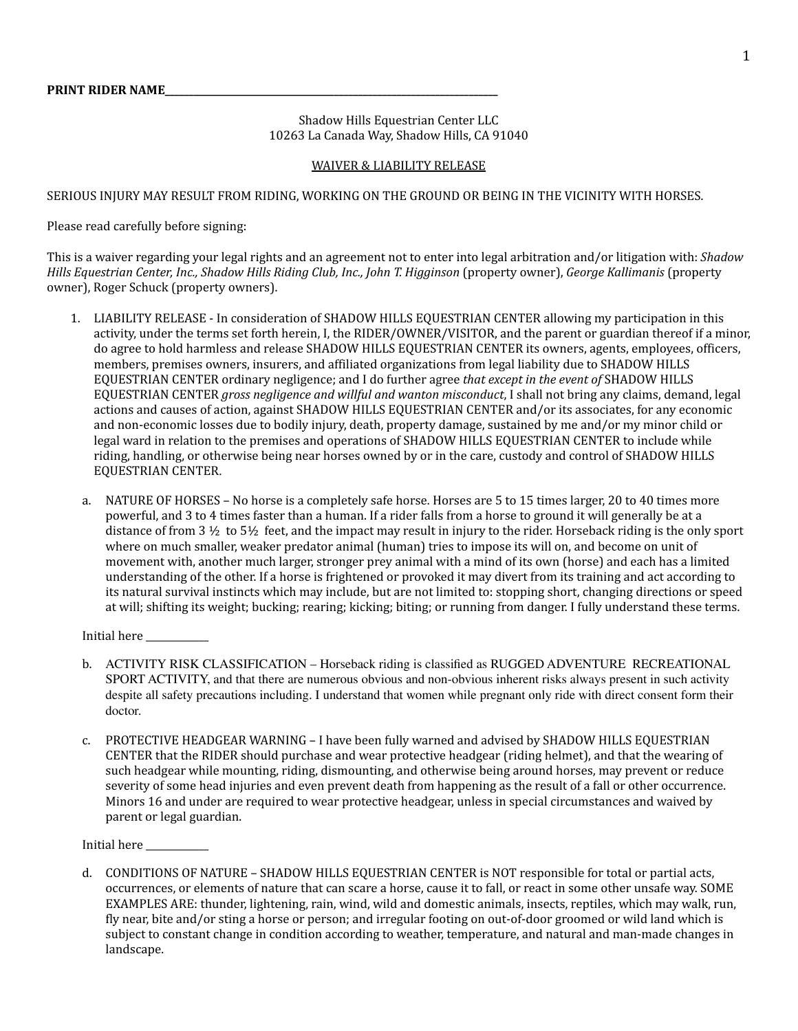**PRINT RIDER NAME**\_\_\_\_\_\_\_\_\_\_\_\_\_\_\_\_\_\_\_\_\_\_\_\_\_\_\_\_\_\_\_\_\_\_\_\_\_\_\_\_\_\_\_\_\_\_\_\_\_\_\_\_\_\_\_\_\_\_\_\_\_\_\_\_\_\_

Shadow Hills Equestrian Center LLC
10263 La Canada Way, Shadow Hills, CA 91040

<u>WAIVER & LIABILITY RELEASE</u>

SERIOUS INJURY MAY RESULT FROM RIDING, WORKING ON THE GROUND OR BEING IN THE VICINITY WITH HORSES.

Please read carefully before signing:

This is a waiver regarding your legal rights and an agreement not to enter into legal arbitration and/or litigation with: *Shadow Hills Equestrian Center, Inc., Shadow Hills Riding Club, Inc., John T. Higginson* (property owner), *George Kallimanis* (property owner), Roger Schuck (property owners).

1. LIABILITY RELEASE - In consideration of SHADOW HILLS EQUESTRIAN CENTER allowing my participation in this activity, under the terms set forth herein, I, the RIDER/OWNER/VISITOR, and the parent or guardian thereof if a minor, do agree to hold harmless and release SHADOW HILLS EQUESTRIAN CENTER its owners, agents, employees, officers, members, premises owners, insurers, and affiliated organizations from legal liability due to SHADOW HILLS EQUESTRIAN CENTER ordinary negligence; and I do further agree *that except in the event of* SHADOW HILLS EQUESTRIAN CENTER *gross negligence and willful and wanton misconduct*, I shall not bring any claims, demand, legal actions and causes of action, against SHADOW HILLS EQUESTRIAN CENTER and/or its associates, for any economic and non-economic losses due to bodily injury, death, property damage, sustained by me and/or my minor child or legal ward in relation to the premises and operations of SHADOW HILLS EQUESTRIAN CENTER to include while riding, handling, or otherwise being near horses owned by or in the care, custody and control of SHADOW HILLS EQUESTRIAN CENTER.

   a. NATURE OF HORSES – No horse is a completely safe horse. Horses are 5 to 15 times larger, 20 to 40 times more powerful, and 3 to 4 times faster than a human. If a rider falls from a horse to ground it will generally be at a distance of from 3 ½ to 5½ feet, and the impact may result in injury to the rider. Horseback riding is the only sport where on much smaller, weaker predator animal (human) tries to impose its will on, and become on unit of movement with, another much larger, stronger prey animal with a mind of its own (horse) and each has a limited understanding of the other. If a horse is frightened or provoked it may divert from its training and act according to its natural survival instincts which may include, but are not limited to: stopping short, changing directions or speed at will; shifting its weight; bucking; rearing; kicking; biting; or running from danger. I fully understand these terms.

   Initial here \_\_\_\_\_\_\_\_\_\_\_\_

   b. ACTIVITY RISK CLASSIFICATION – Horseback riding is classified as RUGGED ADVENTURE RECREATIONAL SPORT ACTIVITY, and that there are numerous obvious and non-obvious inherent risks always present in such activity despite all safety precautions including. I understand that women while pregnant only ride with direct consent form their doctor.

   c. PROTECTIVE HEADGEAR WARNING – I have been fully warned and advised by SHADOW HILLS EQUESTRIAN CENTER that the RIDER should purchase and wear protective headgear (riding helmet), and that the wearing of such headgear while mounting, riding, dismounting, and otherwise being around horses, may prevent or reduce severity of some head injuries and even prevent death from happening as the result of a fall or other occurrence. Minors 16 and under are required to wear protective headgear, unless in special circumstances and waived by parent or legal guardian.

   Initial here \_\_\_\_\_\_\_\_\_\_\_\_

   d. CONDITIONS OF NATURE – SHADOW HILLS EQUESTRIAN CENTER is NOT responsible for total or partial acts, occurrences, or elements of nature that can scare a horse, cause it to fall, or react in some other unsafe way. SOME EXAMPLES ARE: thunder, lightening, rain, wind, wild and domestic animals, insects, reptiles, which may walk, run, fly near, bite and/or sting a horse or person; and irregular footing on out-of-door groomed or wild land which is subject to constant change in condition according to weather, temperature, and natural and man-made changes in landscape.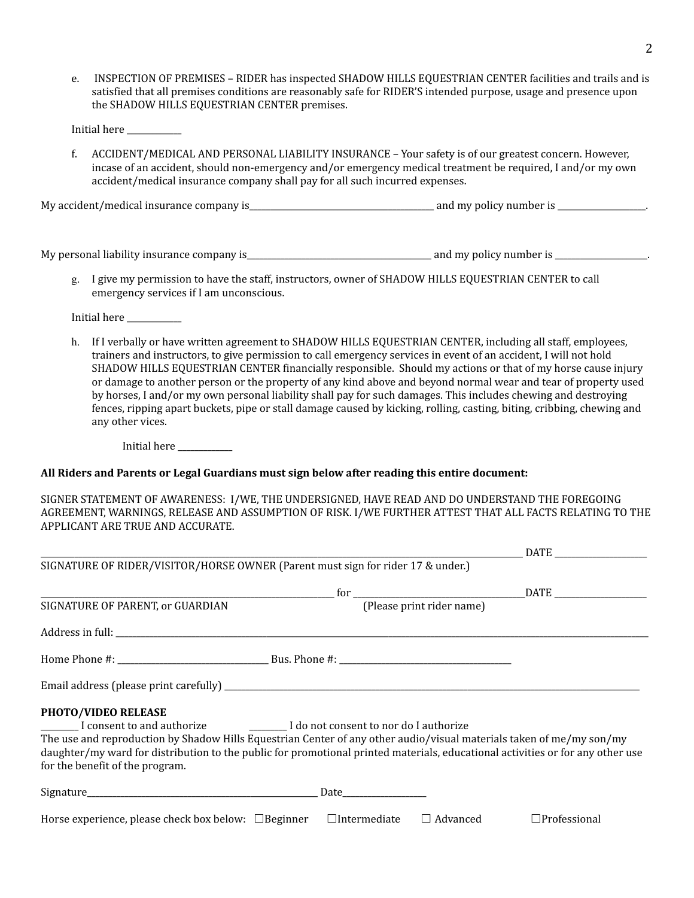e. INSPECTION OF PREMISES – RIDER has inspected SHADOW HILLS EQUESTRIAN CENTER facilities and trails and is satisfied that all premises conditions are reasonably safe for RIDER'S intended purpose, usage and presence upon the SHADOW HILLS EQUESTRIAN CENTER premises.

Initial here ____________

f. ACCIDENT/MEDICAL AND PERSONAL LIABILITY INSURANCE – Your safety is of our greatest concern. However, incase of an accident, should non-emergency and/or emergency medical treatment be required, I and/or my own accident/medical insurance company shall pay for all such incurred expenses.

My accident/medical insurance company is________________________________________ and my policy number is ____________________.

My personal liability insurance company is________________________________________ and my policy number is ____________________.

g. I give my permission to have the staff, instructors, owner of SHADOW HILLS EQUESTRIAN CENTER to call emergency services if I am unconscious.

Initial here ____________

h. If I verbally or have written agreement to SHADOW HILLS EQUESTRIAN CENTER, including all staff, employees, trainers and instructors, to give permission to call emergency services in event of an accident, I will not hold SHADOW HILLS EQUESTRIAN CENTER financially responsible. Should my actions or that of my horse cause injury or damage to another person or the property of any kind above and beyond normal wear and tear of property used by horses, I and/or my own personal liability shall pay for such damages. This includes chewing and destroying fences, ripping apart buckets, pipe or stall damage caused by kicking, rolling, casting, biting, cribbing, chewing and any other vices.

Initial here ____________

**All Riders and Parents or Legal Guardians must sign below after reading this entire document:**

SIGNER STATEMENT OF AWARENESS: I/WE, THE UNDERSIGNED, HAVE READ AND DO UNDERSTAND THE FOREGOING AGREEMENT, WARNINGS, RELEASE AND ASSUMPTION OF RISK. I/WE FURTHER ATTEST THAT ALL FACTS RELATING TO THE APPLICANT ARE TRUE AND ACCURATE.

______________________________________________________________________________ DATE ____________________
SIGNATURE OF RIDER/VISITOR/HORSE OWNER (Parent must sign for rider 17 & under.)

______________________________________________ for ____________________________________DATE ____________________
SIGNATURE OF PARENT, or GUARDIAN (Please print rider name)

Address in full: ______________________________________________________________________________________________

Home Phone #: ________________________________ Bus. Phone #: ____________________________________

Email address (please print carefully) _______________________________________________________________________

**PHOTO/VIDEO RELEASE**

________ I consent to and authorize ________ I do not consent to nor do I authorize

The use and reproduction by Shadow Hills Equestrian Center of any other audio/visual materials taken of me/my son/my daughter/my ward for distribution to the public for promotional printed materials, educational activities or for any other use for the benefit of the program.

Signature__________________________________________________ Date__________________

Horse experience, please check box below: ☐Beginner ☐Intermediate ☐ Advanced ☐Professional